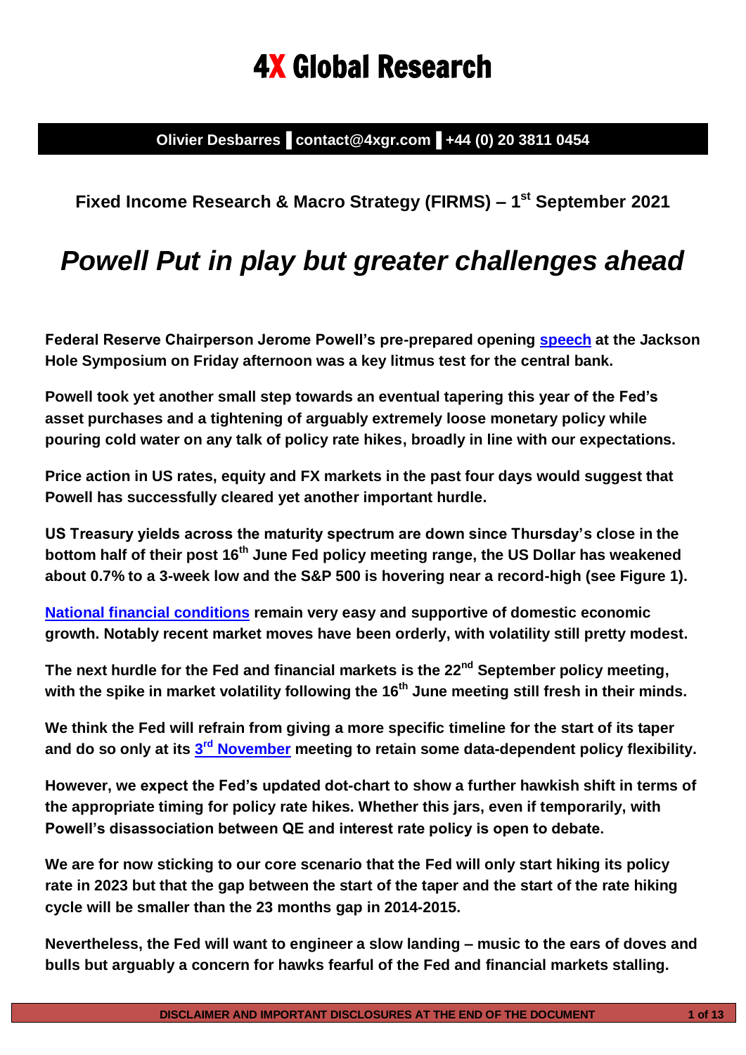# 4X Global Research

**Olivier Desbarres ▌contact@4xgr.com ▌+44 (0) 20 3811 0454**

**Fixed Income Research & Macro Strategy (FIRMS) – 1st September 2021**

# *Powell Put in play but greater challenges ahead*

**Federal Reserve Chairperson Jerome Powell's pre-prepared opening speech at the Jackson Hole Symposium on Friday afternoon was a key litmus test for the central bank.**

**Powell took yet another small step towards an eventual tapering this year of the Fed's asset purchases and a tightening of arguably extremely loose monetary policy while pouring cold water on any talk of policy rate hikes, broadly in line with our expectations.**

**Price action in US rates, equity and FX markets in the past four days would suggest that Powell has successfully cleared yet another important hurdle.**

**US Treasury yields across the maturity spectrum are down since Thursday's close in the bottom half of their post 16th June Fed policy meeting range, the US Dollar has weakened about 0.7% to a 3-week low and the S&P 500 is hovering near a record-high (see Figure 1).**

**National financial conditions remain very easy and supportive of domestic economic growth. Notably recent market moves have been orderly, with volatility still pretty modest.**

**The next hurdle for the Fed and financial markets is the 22nd September policy meeting, with the spike in market volatility following the 16th June meeting still fresh in their minds.**

**We think the Fed will refrain from giving a more specific timeline for the start of its taper and do so only at its 3rd November meeting to retain some data-dependent policy flexibility.**

**However, we expect the Fed's updated dot-chart to show a further hawkish shift in terms of the appropriate timing for policy rate hikes. Whether this jars, even if temporarily, with Powell's disassociation between QE and interest rate policy is open to debate.**

**We are for now sticking to our core scenario that the Fed will only start hiking its policy rate in 2023 but that the gap between the start of the taper and the start of the rate hiking cycle will be smaller than the 23 months gap in 2014-2015.**

**Nevertheless, the Fed will want to engineer a slow landing – music to the ears of doves and bulls but arguably a concern for hawks fearful of the Fed and financial markets stalling.**

DISCLAIMER AND IMPORTANT DISCLOSURES AT THE END OF THE DOCUMENT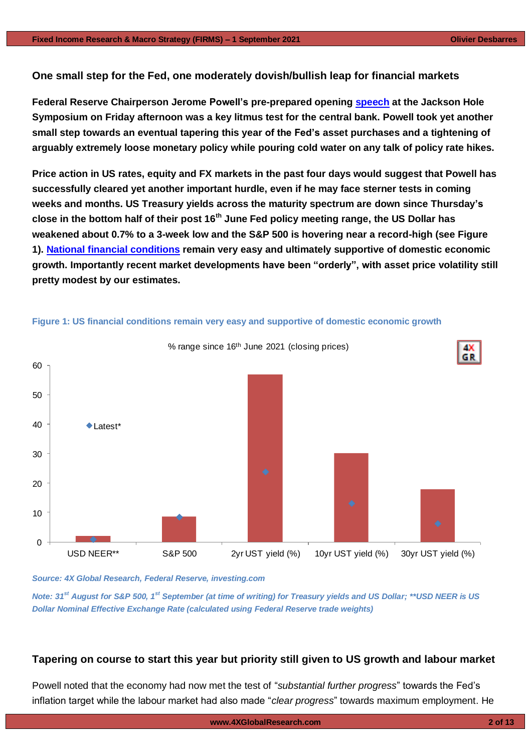## One small step for the Fed, one moderately dovish/bullish leap for financial markets

**Federal Reserve Chairperson Jerome Powell's pre-prepared opening [speech](#) at the Jackson Hole Symposium on Friday afternoon was a key litmus test for the central bank. Powell took yet another small step towards an eventual tapering this year of the Fed's asset purchases and a tightening of arguably extremely loose monetary policy while pouring cold water on any talk of policy rate hikes.**

**Price action in US rates, equity and FX markets in the past four days would suggest that Powell has successfully cleared yet another important hurdle, even if he may face sterner tests in coming weeks and months. US Treasury yields across the maturity spectrum are down since Thursday's close in the bottom half of their post 16th June Fed policy meeting range, the US Dollar has weakened about 0.7% to a 3-week low and the S&P 500 is hovering near a record-high (see Figure 1). [National financial conditions](#) remain very easy and ultimately supportive of domestic economic growth. Importantly recent market developments have been "orderly", with asset price volatility still pretty modest by our estimates.**

**Figure 1: US financial conditions remain very easy and supportive of domestic economic growth**

*Source: 4X Global Research, Federal Reserve, investing.com*

*Note: 31st August for S&P 500, 1st September (at time of writing) for Treasury yields and US Dollar; **USD NEER is US Dollar Nominal Effective Exchange Rate (calculated using Federal Reserve trade weights)*

## Tapering on course to start this year but priority still given to US growth and labour market

Powell noted that the economy had now met the test of "*substantial further progress*" towards the Fed's inflation target while the labour market had also made "*clear progress*" towards maximum employment. He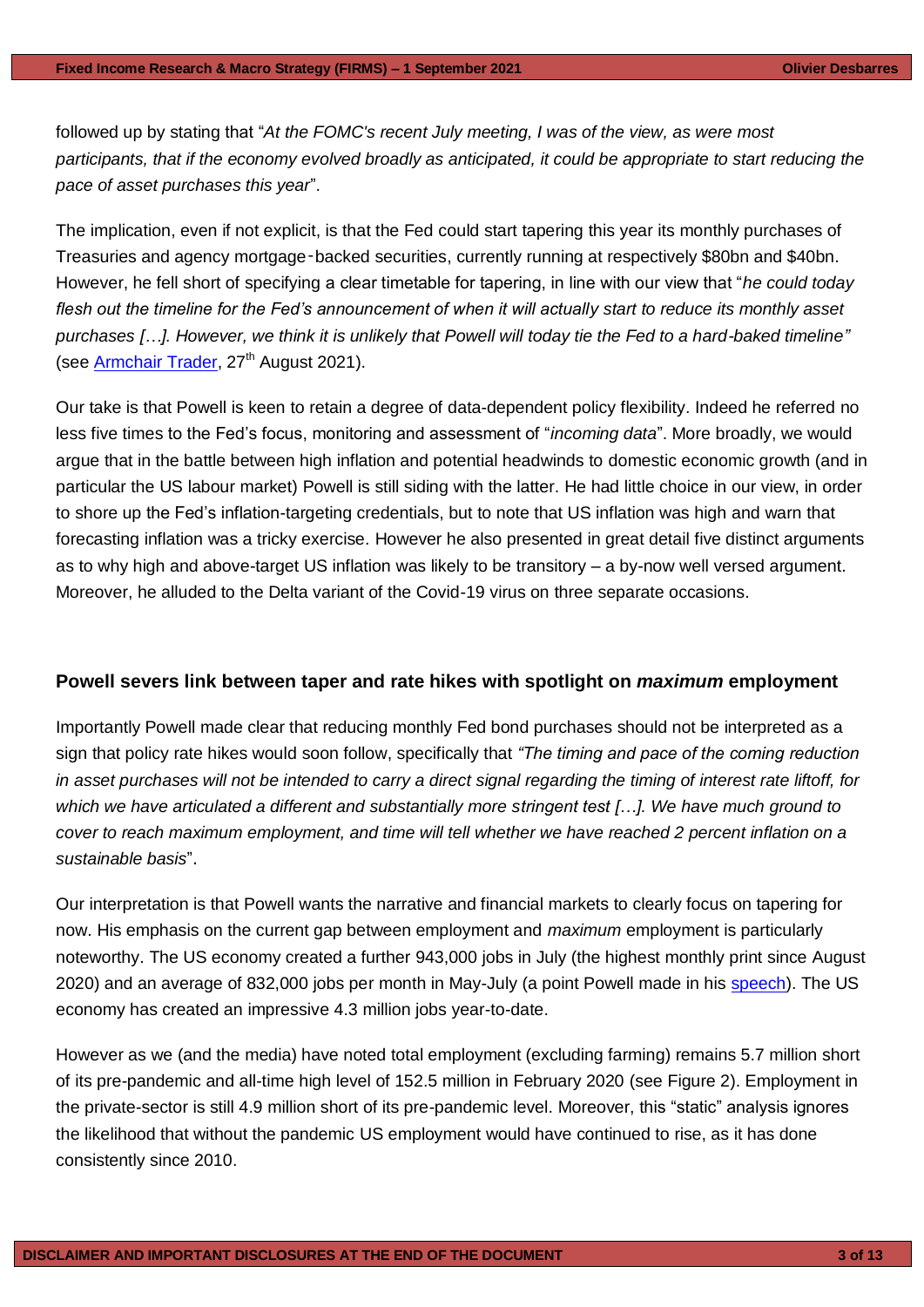followed up by stating that "*At the FOMC's recent July meeting, I was of the view, as were most participants, that if the economy evolved broadly as anticipated, it could be appropriate to start reducing the pace of asset purchases this year*".

The implication, even if not explicit, is that the Fed could start tapering this year its monthly purchases of Treasuries and agency mortgage-backed securities, currently running at respectively \$80bn and \$40bn. However, he fell short of specifying a clear timetable for tapering, in line with our view that "*he could today flesh out the timeline for the Fed's announcement of when it will actually start to reduce its monthly asset purchases […]. However, we think it is unlikely that Powell will today tie the Fed to a hard-baked timeline"* (see Armchair Trader, 27th August 2021).

Our take is that Powell is keen to retain a degree of data-dependent policy flexibility. Indeed he referred no less five times to the Fed's focus, monitoring and assessment of "*incoming data*". More broadly, we would argue that in the battle between high inflation and potential headwinds to domestic economic growth (and in particular the US labour market) Powell is still siding with the latter. He had little choice in our view, in order to shore up the Fed's inflation-targeting credentials, but to note that US inflation was high and warn that forecasting inflation was a tricky exercise. However he also presented in great detail five distinct arguments as to why high and above-target US inflation was likely to be transitory – a by-now well versed argument. Moreover, he alluded to the Delta variant of the Covid-19 virus on three separate occasions.

## Powell severs link between taper and rate hikes with spotlight on *maximum* employment

Importantly Powell made clear that reducing monthly Fed bond purchases should not be interpreted as a sign that policy rate hikes would soon follow, specifically that *"The timing and pace of the coming reduction in asset purchases will not be intended to carry a direct signal regarding the timing of interest rate liftoff, for which we have articulated a different and substantially more stringent test […]. We have much ground to cover to reach maximum employment, and time will tell whether we have reached 2 percent inflation on a sustainable basis*".

Our interpretation is that Powell wants the narrative and financial markets to clearly focus on tapering for now. His emphasis on the current gap between employment and *maximum* employment is particularly noteworthy. The US economy created a further 943,000 jobs in July (the highest monthly print since August 2020) and an average of 832,000 jobs per month in May-July (a point Powell made in his speech). The US economy has created an impressive 4.3 million jobs year-to-date.

However as we (and the media) have noted total employment (excluding farming) remains 5.7 million short of its pre-pandemic and all-time high level of 152.5 million in February 2020 (see Figure 2). Employment in the private-sector is still 4.9 million short of its pre-pandemic level. Moreover, this "static" analysis ignores the likelihood that without the pandemic US employment would have continued to rise, as it has done consistently since 2010.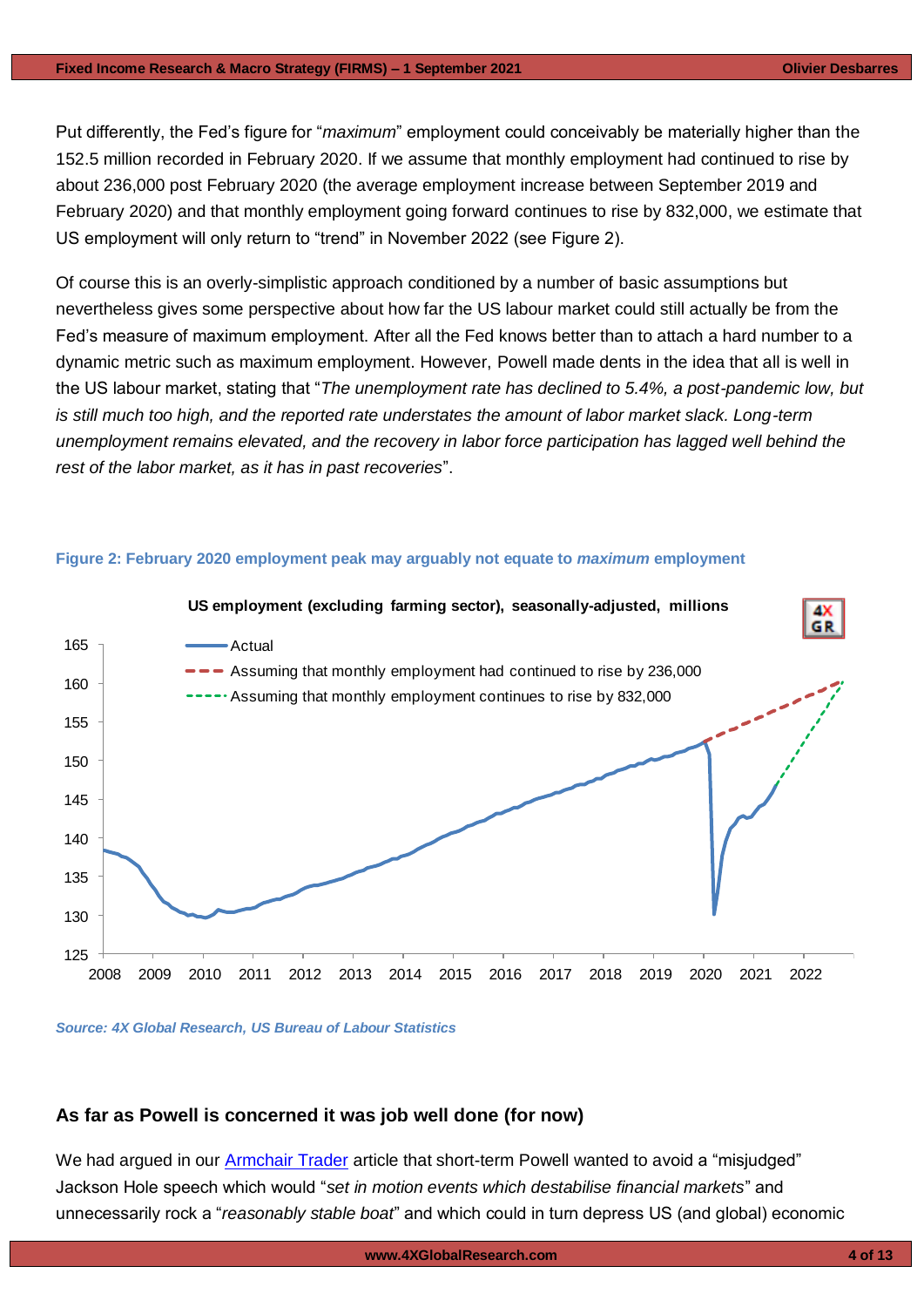Put differently, the Fed's figure for "*maximum*" employment could conceivably be materially higher than the 152.5 million recorded in February 2020. If we assume that monthly employment had continued to rise by about 236,000 post February 2020 (the average employment increase between September 2019 and February 2020) and that monthly employment going forward continues to rise by 832,000, we estimate that US employment will only return to "trend" in November 2022 (see Figure 2).

Of course this is an overly-simplistic approach conditioned by a number of basic assumptions but nevertheless gives some perspective about how far the US labour market could still actually be from the Fed's measure of maximum employment. After all the Fed knows better than to attach a hard number to a dynamic metric such as maximum employment. However, Powell made dents in the idea that all is well in the US labour market, stating that "*The unemployment rate has declined to 5.4%, a post-pandemic low, but is still much too high, and the reported rate understates the amount of labor market slack. Long-term unemployment remains elevated, and the recovery in labor force participation has lagged well behind the rest of the labor market, as it has in past recoveries*".

**Figure 2: February 2020 employment peak may arguably not equate to *maximum* employment**

US employment (excluding farming sector), seasonally-adjusted, millions

- Actual
- Assuming that monthly employment had continued to rise by 236,000
- Assuming that monthly employment continues to rise by 832,000

*Source: 4X Global Research, US Bureau of Labour Statistics*

## As far as Powell is concerned it was job well done (for now)

We had argued in our Armchair Trader article that short-term Powell wanted to avoid a "misjudged" Jackson Hole speech which would "*set in motion events which destabilise financial markets*" and unnecessarily rock a "*reasonably stable boat*" and which could in turn depress US (and global) economic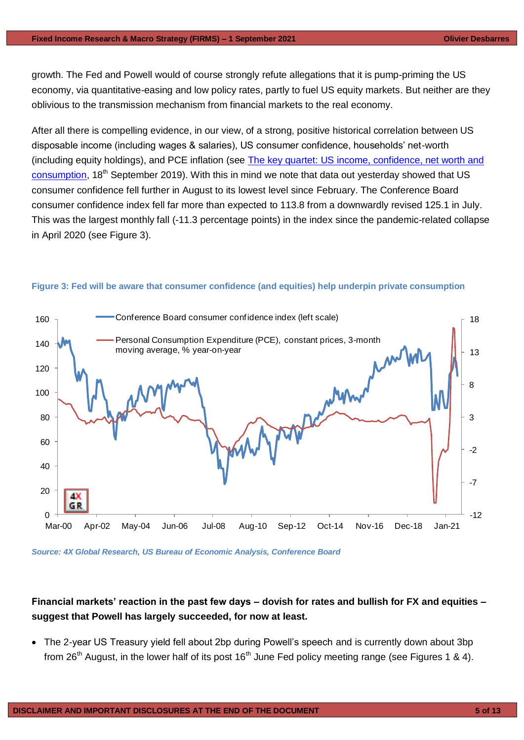growth. The Fed and Powell would of course strongly refute allegations that it is pump-priming the US economy, via quantitative-easing and low policy rates, partly to fuel US equity markets. But neither are they oblivious to the transmission mechanism from financial markets to the real economy.

After all there is compelling evidence, in our view, of a strong, positive historical correlation between US disposable income (including wages & salaries), US consumer confidence, households' net-worth (including equity holdings), and PCE inflation (see [The key quartet: US income, confidence, net worth and consumption](), 18th September 2019). With this in mind we note that data out yesterday showed that US consumer confidence fell further in August to its lowest level since February. The Conference Board consumer confidence index fell far more than expected to 113.8 from a downwardly revised 125.1 in July. This was the largest monthly fall (-11.3 percentage points) in the index since the pandemic-related collapse in April 2020 (see Figure 3).

**Figure 3: Fed will be aware that consumer confidence (and equities) help underpin private consumption**

*Source: 4X Global Research, US Bureau of Economic Analysis, Conference Board*

**Financial markets' reaction in the past few days – dovish for rates and bullish for FX and equities – suggest that Powell has largely succeeded, for now at least.**

- The 2-year US Treasury yield fell about 2bp during Powell's speech and is currently down about 3bp from 26th August, in the lower half of its post 16th June Fed policy meeting range (see Figures 1 & 4).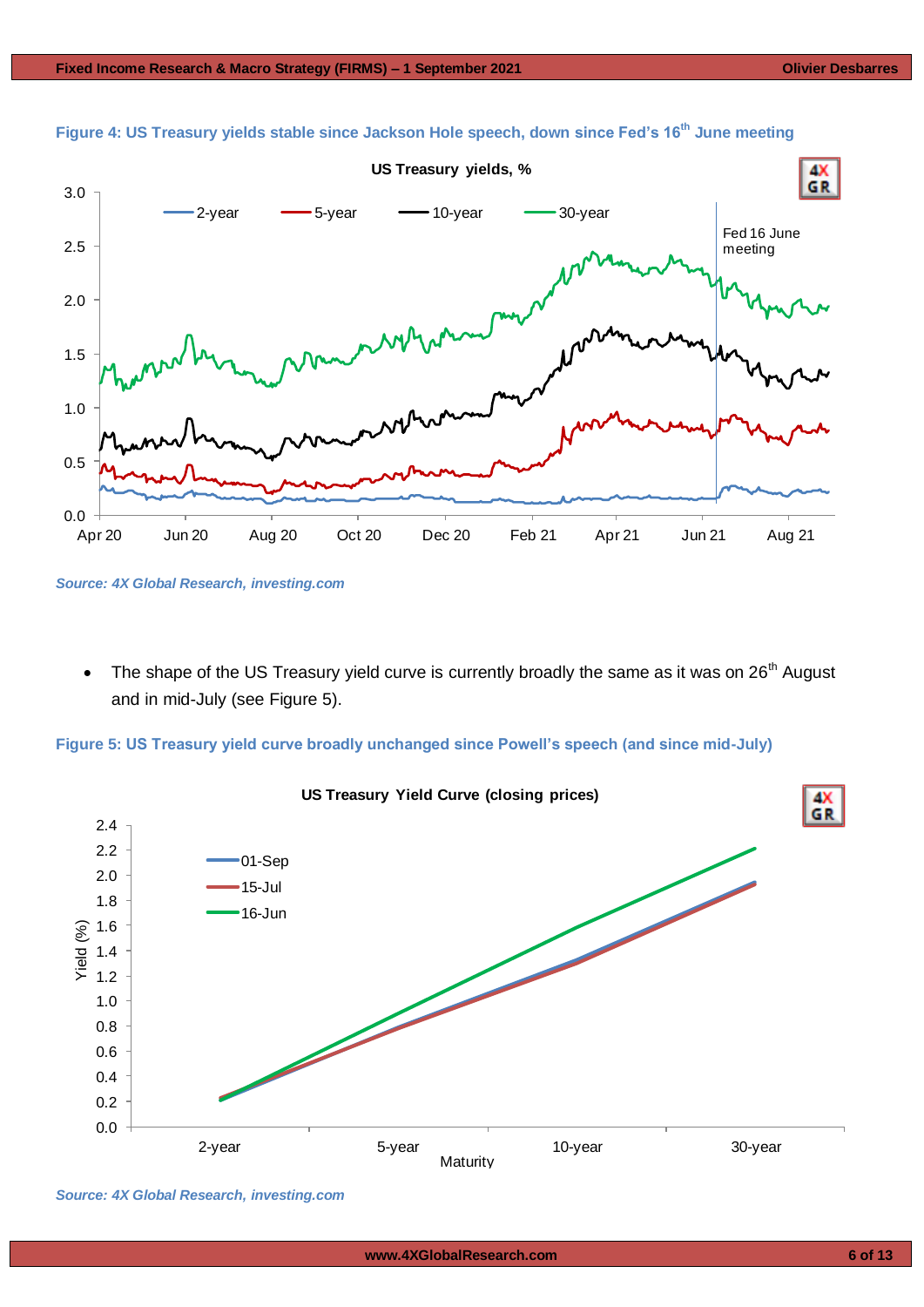**Figure 4: US Treasury yields stable since Jackson Hole speech, down since Fed's 16th June meeting**

*Source: 4X Global Research, investing.com*

- The shape of the US Treasury yield curve is currently broadly the same as it was on 26th August and in mid-July (see Figure 5).

**Figure 5: US Treasury yield curve broadly unchanged since Powell's speech (and since mid-July)**

*Source: 4X Global Research, investing.com*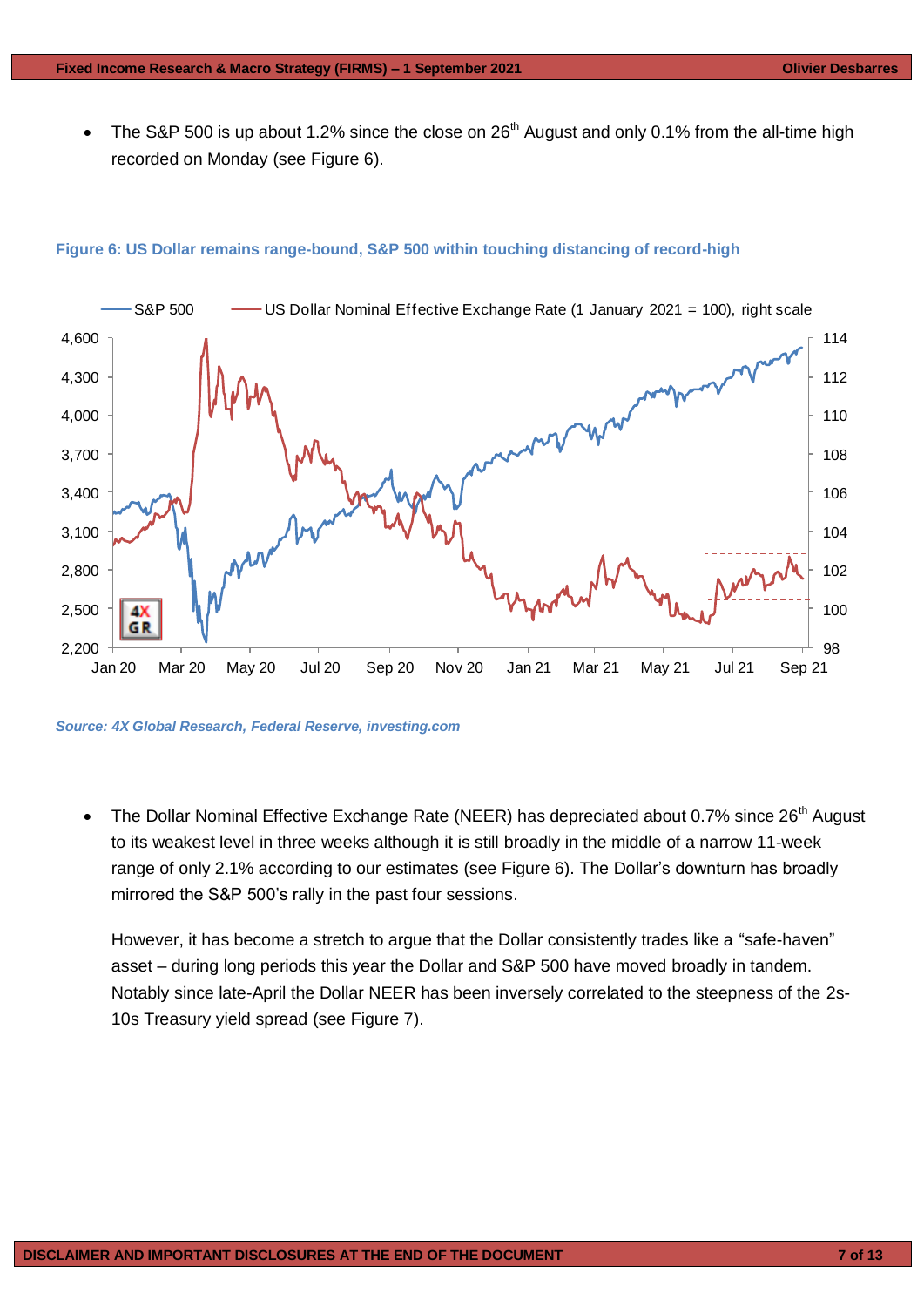- The S&P 500 is up about 1.2% since the close on 26th August and only 0.1% from the all-time high recorded on Monday (see Figure 6).

**Figure 6: US Dollar remains range-bound, S&P 500 within touching distancing of record-high**

*Source: 4X Global Research, Federal Reserve, investing.com*

- The Dollar Nominal Effective Exchange Rate (NEER) has depreciated about 0.7% since 26th August to its weakest level in three weeks although it is still broadly in the middle of a narrow 11-week range of only 2.1% according to our estimates (see Figure 6). The Dollar's downturn has broadly mirrored the S&P 500's rally in the past four sessions.

  However, it has become a stretch to argue that the Dollar consistently trades like a "safe-haven" asset – during long periods this year the Dollar and S&P 500 have moved broadly in tandem. Notably since late-April the Dollar NEER has been inversely correlated to the steepness of the 2s-10s Treasury yield spread (see Figure 7).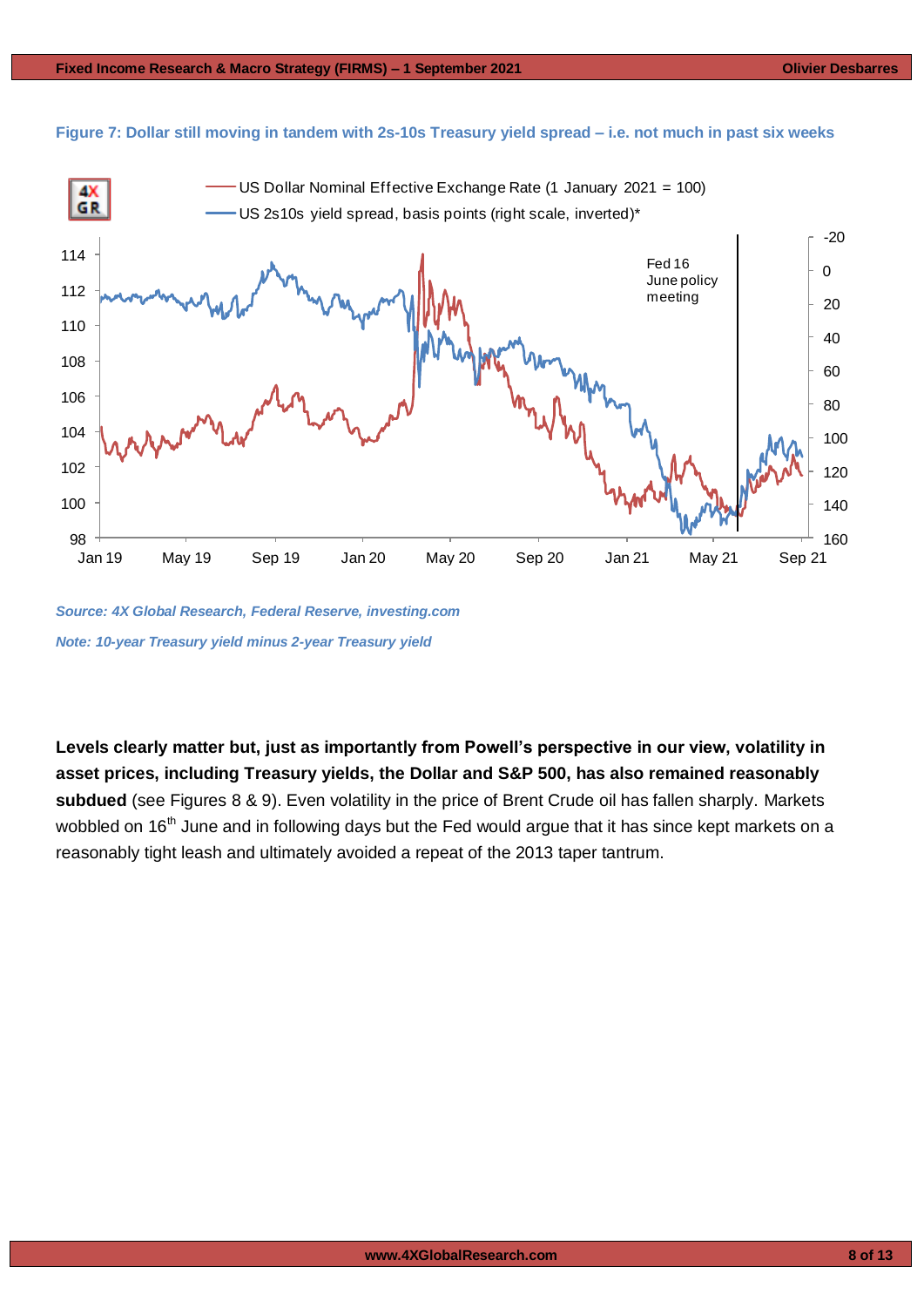**Figure 7: Dollar still moving in tandem with 2s-10s Treasury yield spread – i.e. not much in past six weeks**

*Source: 4X Global Research, Federal Reserve, investing.com*

*Note: 10-year Treasury yield minus 2-year Treasury yield*

**Levels clearly matter but, just as importantly from Powell's perspective in our view, volatility in asset prices, including Treasury yields, the Dollar and S&P 500, has also remained reasonably subdued** (see Figures 8 & 9). Even volatility in the price of Brent Crude oil has fallen sharply. Markets wobbled on 16th June and in following days but the Fed would argue that it has since kept markets on a reasonably tight leash and ultimately avoided a repeat of the 2013 taper tantrum.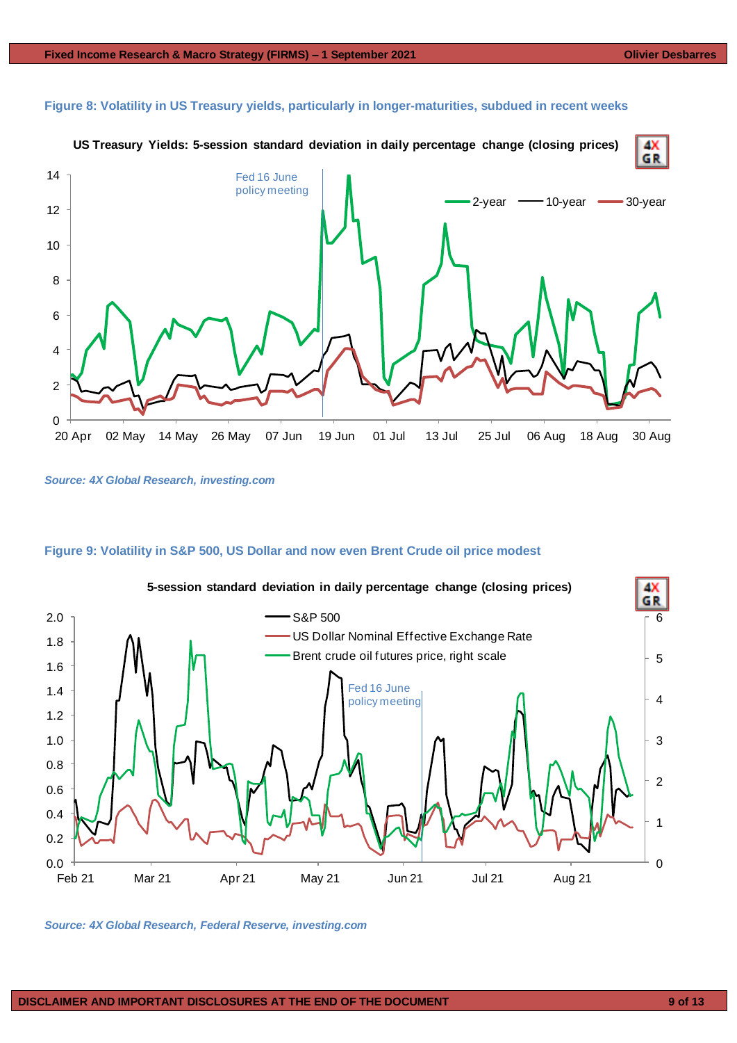**Figure 8: Volatility in US Treasury yields, particularly in longer-maturities, subdued in recent weeks**

*Source: 4X Global Research, investing.com*

**Figure 9: Volatility in S&P 500, US Dollar and now even Brent Crude oil price modest**

*Source: 4X Global Research, Federal Reserve, investing.com*

**DISCLAIMER AND IMPORTANT DISCLOSURES AT THE END OF THE DOCUMENT**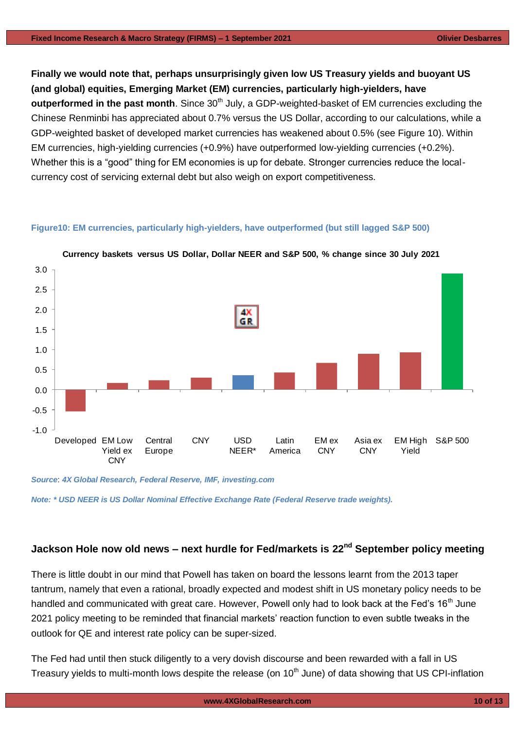**Finally we would note that, perhaps unsurprisingly given low US Treasury yields and buoyant US (and global) equities, Emerging Market (EM) currencies, particularly high-yielders, have outperformed in the past month**. Since 30th July, a GDP-weighted-basket of EM currencies excluding the Chinese Renminbi has appreciated about 0.7% versus the US Dollar, according to our calculations, while a GDP-weighted basket of developed market currencies has weakened about 0.5% (see Figure 10). Within EM currencies, high-yielding currencies (+0.9%) have outperformed low-yielding currencies (+0.2%). Whether this is a "good" thing for EM economies is up for debate. Stronger currencies reduce the local-currency cost of servicing external debt but also weigh on export competitiveness.

**Figure10: EM currencies, particularly high-yielders, have outperformed (but still lagged S&P 500)**

**Currency baskets versus US Dollar, Dollar NEER and S&P 500, % change since 30 July 2021**

| Series | % change (approx.) |
|---|---|
| Developed | -0.5 |
| EM Low Yield ex CNY | 0.2 |
| Central Europe | 0.2 |
| CNY | 0.3 |
| USD NEER* | 0.4 |
| Latin America | 0.4 |
| EM ex CNY | 0.7 |
| Asia ex CNY | 0.9 |
| EM High Yield | 0.9 |
| S&P 500 | 2.9 |

*Source*: *4X Global Research, Federal Reserve, IMF, investing.com*

*Note: * USD NEER is US Dollar Nominal Effective Exchange Rate (Federal Reserve trade weights).*

## Jackson Hole now old news – next hurdle for Fed/markets is 22nd September policy meeting

There is little doubt in our mind that Powell has taken on board the lessons learnt from the 2013 taper tantrum, namely that even a rational, broadly expected and modest shift in US monetary policy needs to be handled and communicated with great care. However, Powell only had to look back at the Fed's 16th June 2021 policy meeting to be reminded that financial markets' reaction function to even subtle tweaks in the outlook for QE and interest rate policy can be super-sized.

The Fed had until then stuck diligently to a very dovish discourse and been rewarded with a fall in US Treasury yields to multi-month lows despite the release (on 10th June) of data showing that US CPI-inflation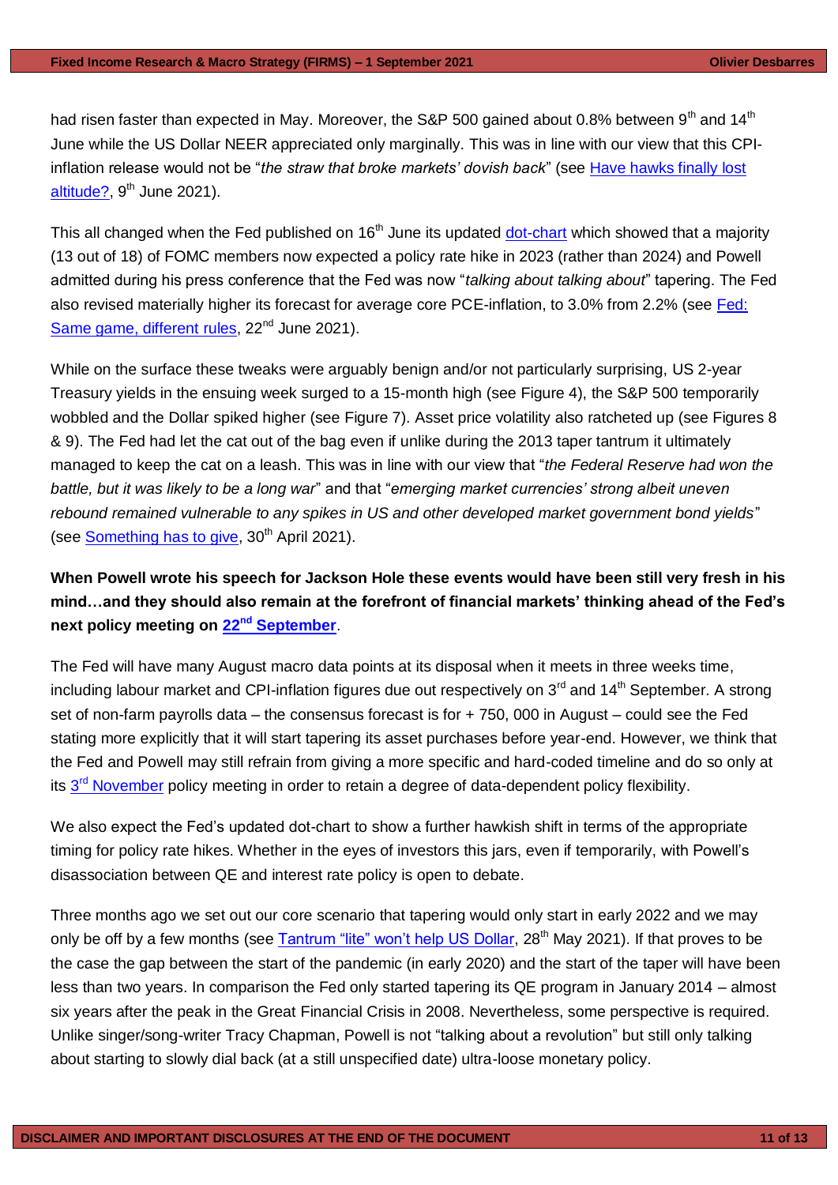had risen faster than expected in May. Moreover, the S&P 500 gained about 0.8% between 9th and 14th June while the US Dollar NEER appreciated only marginally. This was in line with our view that this CPI-inflation release would not be "*the straw that broke markets' dovish back*" (see [Have hawks finally lost altitude?](), 9th June 2021).

This all changed when the Fed published on 16th June its updated [dot-chart]() which showed that a majority (13 out of 18) of FOMC members now expected a policy rate hike in 2023 (rather than 2024) and Powell admitted during his press conference that the Fed was now "*talking about talking about*" tapering. The Fed also revised materially higher its forecast for average core PCE-inflation, to 3.0% from 2.2% (see [Fed: Same game, different rules](), 22nd June 2021).

While on the surface these tweaks were arguably benign and/or not particularly surprising, US 2-year Treasury yields in the ensuing week surged to a 15-month high (see Figure 4), the S&P 500 temporarily wobbled and the Dollar spiked higher (see Figure 7). Asset price volatility also ratcheted up (see Figures 8 & 9). The Fed had let the cat out of the bag even if unlike during the 2013 taper tantrum it ultimately managed to keep the cat on a leash. This was in line with our view that "*the Federal Reserve had won the battle, but it was likely to be a long war*" and that "*emerging market currencies' strong albeit uneven rebound remained vulnerable to any spikes in US and other developed market government bond yields*" (see [Something has to give](), 30th April 2021).

**When Powell wrote his speech for Jackson Hole these events would have been still very fresh in his mind…and they should also remain at the forefront of financial markets' thinking ahead of the Fed's next policy meeting on [22nd September]().**

The Fed will have many August macro data points at its disposal when it meets in three weeks time, including labour market and CPI-inflation figures due out respectively on 3rd and 14th September. A strong set of non-farm payrolls data – the consensus forecast is for + 750, 000 in August – could see the Fed stating more explicitly that it will start tapering its asset purchases before year-end. However, we think that the Fed and Powell may still refrain from giving a more specific and hard-coded timeline and do so only at its [3rd November]() policy meeting in order to retain a degree of data-dependent policy flexibility.

We also expect the Fed's updated dot-chart to show a further hawkish shift in terms of the appropriate timing for policy rate hikes. Whether in the eyes of investors this jars, even if temporarily, with Powell's disassociation between QE and interest rate policy is open to debate.

Three months ago we set out our core scenario that tapering would only start in early 2022 and we may only be off by a few months (see [Tantrum "lite" won't help US Dollar](), 28th May 2021). If that proves to be the case the gap between the start of the pandemic (in early 2020) and the start of the taper will have been less than two years. In comparison the Fed only started tapering its QE program in January 2014 – almost six years after the peak in the Great Financial Crisis in 2008. Nevertheless, some perspective is required. Unlike singer/song-writer Tracy Chapman, Powell is not "talking about a revolution" but still only talking about starting to slowly dial back (at a still unspecified date) ultra-loose monetary policy.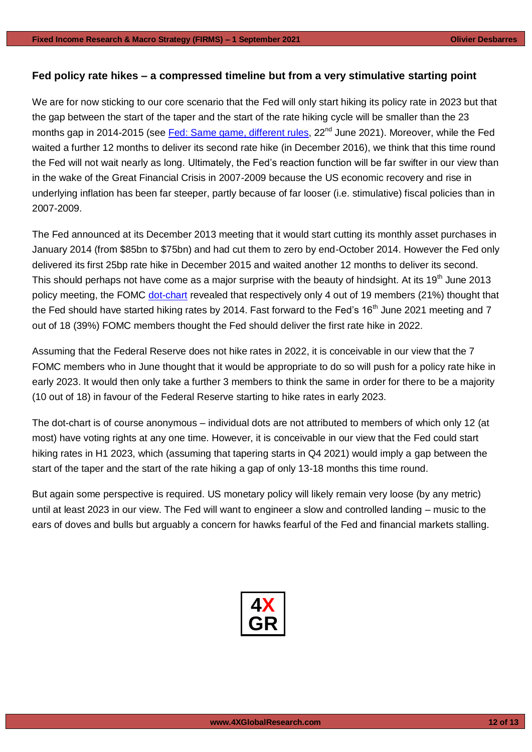### Fed policy rate hikes – a compressed timeline but from a very stimulative starting point

We are for now sticking to our core scenario that the Fed will only start hiking its policy rate in 2023 but that the gap between the start of the taper and the start of the rate hiking cycle will be smaller than the 23 months gap in 2014-2015 (see Fed: Same game, different rules, 22nd June 2021). Moreover, while the Fed waited a further 12 months to deliver its second rate hike (in December 2016), we think that this time round the Fed will not wait nearly as long. Ultimately, the Fed's reaction function will be far swifter in our view than in the wake of the Great Financial Crisis in 2007-2009 because the US economic recovery and rise in underlying inflation has been far steeper, partly because of far looser (i.e. stimulative) fiscal policies than in 2007-2009.

The Fed announced at its December 2013 meeting that it would start cutting its monthly asset purchases in January 2014 (from $85bn to $75bn) and had cut them to zero by end-October 2014. However the Fed only delivered its first 25bp rate hike in December 2015 and waited another 12 months to deliver its second. This should perhaps not have come as a major surprise with the beauty of hindsight. At its 19th June 2013 policy meeting, the FOMC dot-chart revealed that respectively only 4 out of 19 members (21%) thought that the Fed should have started hiking rates by 2014. Fast forward to the Fed's 16th June 2021 meeting and 7 out of 18 (39%) FOMC members thought the Fed should deliver the first rate hike in 2022.

Assuming that the Federal Reserve does not hike rates in 2022, it is conceivable in our view that the 7 FOMC members who in June thought that it would be appropriate to do so will push for a policy rate hike in early 2023. It would then only take a further 3 members to think the same in order for there to be a majority (10 out of 18) in favour of the Federal Reserve starting to hike rates in early 2023.

The dot-chart is of course anonymous – individual dots are not attributed to members of which only 12 (at most) have voting rights at any one time. However, it is conceivable in our view that the Fed could start hiking rates in H1 2023, which (assuming that tapering starts in Q4 2021) would imply a gap between the start of the taper and the start of the rate hiking a gap of only 13-18 months this time round.

But again some perspective is required. US monetary policy will likely remain very loose (by any metric) until at least 2023 in our view. The Fed will want to engineer a slow and controlled landing – music to the ears of doves and bulls but arguably a concern for hawks fearful of the Fed and financial markets stalling.

4X
GR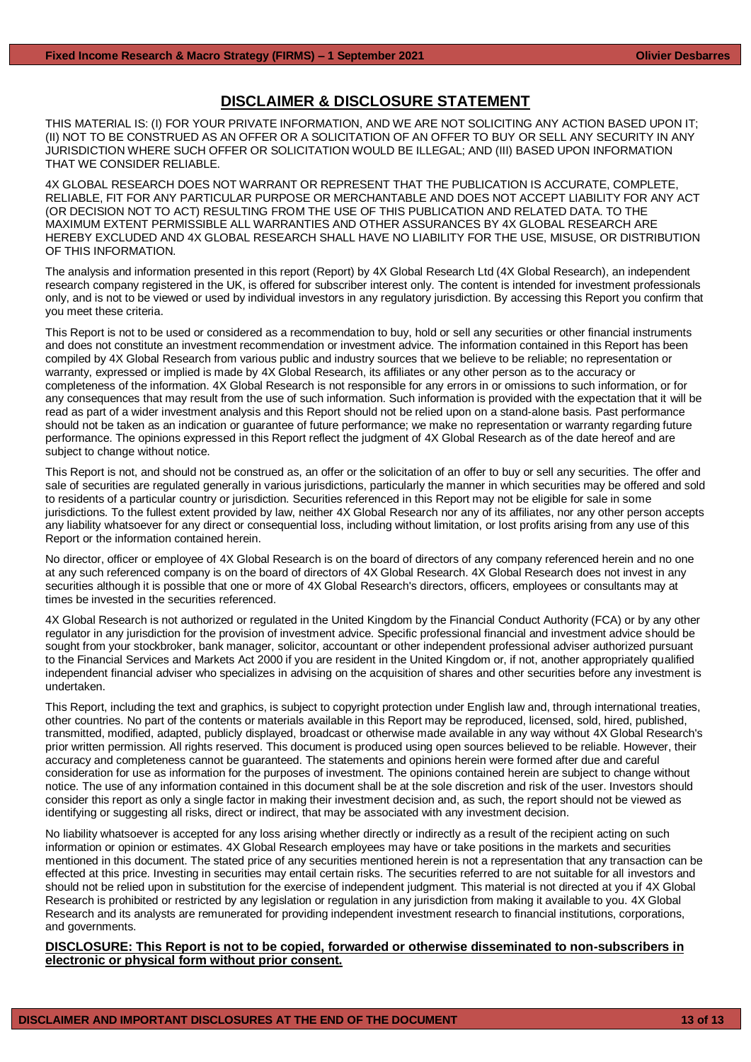## DISCLAIMER & DISCLOSURE STATEMENT

THIS MATERIAL IS: (I) FOR YOUR PRIVATE INFORMATION, AND WE ARE NOT SOLICITING ANY ACTION BASED UPON IT; (II) NOT TO BE CONSTRUED AS AN OFFER OR A SOLICITATION OF AN OFFER TO BUY OR SELL ANY SECURITY IN ANY JURISDICTION WHERE SUCH OFFER OR SOLICITATION WOULD BE ILLEGAL; AND (III) BASED UPON INFORMATION THAT WE CONSIDER RELIABLE.

4X GLOBAL RESEARCH DOES NOT WARRANT OR REPRESENT THAT THE PUBLICATION IS ACCURATE, COMPLETE, RELIABLE, FIT FOR ANY PARTICULAR PURPOSE OR MERCHANTABLE AND DOES NOT ACCEPT LIABILITY FOR ANY ACT (OR DECISION NOT TO ACT) RESULTING FROM THE USE OF THIS PUBLICATION AND RELATED DATA. TO THE MAXIMUM EXTENT PERMISSIBLE ALL WARRANTIES AND OTHER ASSURANCES BY 4X GLOBAL RESEARCH ARE HEREBY EXCLUDED AND 4X GLOBAL RESEARCH SHALL HAVE NO LIABILITY FOR THE USE, MISUSE, OR DISTRIBUTION OF THIS INFORMATION.

The analysis and information presented in this report (Report) by 4X Global Research Ltd (4X Global Research), an independent research company registered in the UK, is offered for subscriber interest only. The content is intended for investment professionals only, and is not to be viewed or used by individual investors in any regulatory jurisdiction. By accessing this Report you confirm that you meet these criteria.

This Report is not to be used or considered as a recommendation to buy, hold or sell any securities or other financial instruments and does not constitute an investment recommendation or investment advice. The information contained in this Report has been compiled by 4X Global Research from various public and industry sources that we believe to be reliable; no representation or warranty, expressed or implied is made by 4X Global Research, its affiliates or any other person as to the accuracy or completeness of the information. 4X Global Research is not responsible for any errors in or omissions to such information, or for any consequences that may result from the use of such information. Such information is provided with the expectation that it will be read as part of a wider investment analysis and this Report should not be relied upon on a stand-alone basis. Past performance should not be taken as an indication or guarantee of future performance; we make no representation or warranty regarding future performance. The opinions expressed in this Report reflect the judgment of 4X Global Research as of the date hereof and are subject to change without notice.

This Report is not, and should not be construed as, an offer or the solicitation of an offer to buy or sell any securities. The offer and sale of securities are regulated generally in various jurisdictions, particularly the manner in which securities may be offered and sold to residents of a particular country or jurisdiction. Securities referenced in this Report may not be eligible for sale in some jurisdictions. To the fullest extent provided by law, neither 4X Global Research nor any of its affiliates, nor any other person accepts any liability whatsoever for any direct or consequential loss, including without limitation, or lost profits arising from any use of this Report or the information contained herein.

No director, officer or employee of 4X Global Research is on the board of directors of any company referenced herein and no one at any such referenced company is on the board of directors of 4X Global Research. 4X Global Research does not invest in any securities although it is possible that one or more of 4X Global Research's directors, officers, employees or consultants may at times be invested in the securities referenced.

4X Global Research is not authorized or regulated in the United Kingdom by the Financial Conduct Authority (FCA) or by any other regulator in any jurisdiction for the provision of investment advice. Specific professional financial and investment advice should be sought from your stockbroker, bank manager, solicitor, accountant or other independent professional adviser authorized pursuant to the Financial Services and Markets Act 2000 if you are resident in the United Kingdom or, if not, another appropriately qualified independent financial adviser who specializes in advising on the acquisition of shares and other securities before any investment is undertaken.

This Report, including the text and graphics, is subject to copyright protection under English law and, through international treaties, other countries. No part of the contents or materials available in this Report may be reproduced, licensed, sold, hired, published, transmitted, modified, adapted, publicly displayed, broadcast or otherwise made available in any way without 4X Global Research's prior written permission. All rights reserved. This document is produced using open sources believed to be reliable. However, their accuracy and completeness cannot be guaranteed. The statements and opinions herein were formed after due and careful consideration for use as information for the purposes of investment. The opinions contained herein are subject to change without notice. The use of any information contained in this document shall be at the sole discretion and risk of the user. Investors should consider this report as only a single factor in making their investment decision and, as such, the report should not be viewed as identifying or suggesting all risks, direct or indirect, that may be associated with any investment decision.

No liability whatsoever is accepted for any loss arising whether directly or indirectly as a result of the recipient acting on such information or opinion or estimates. 4X Global Research employees may have or take positions in the markets and securities mentioned in this document. The stated price of any securities mentioned herein is not a representation that any transaction can be effected at this price. Investing in securities may entail certain risks. The securities referred to are not suitable for all investors and should not be relied upon in substitution for the exercise of independent judgment. This material is not directed at you if 4X Global Research is prohibited or restricted by any legislation or regulation in any jurisdiction from making it available to you. 4X Global Research and its analysts are remunerated for providing independent investment research to financial institutions, corporations, and governments.

**DISCLOSURE: This Report is not to be copied, forwarded or otherwise disseminated to non-subscribers in electronic or physical form without prior consent.**